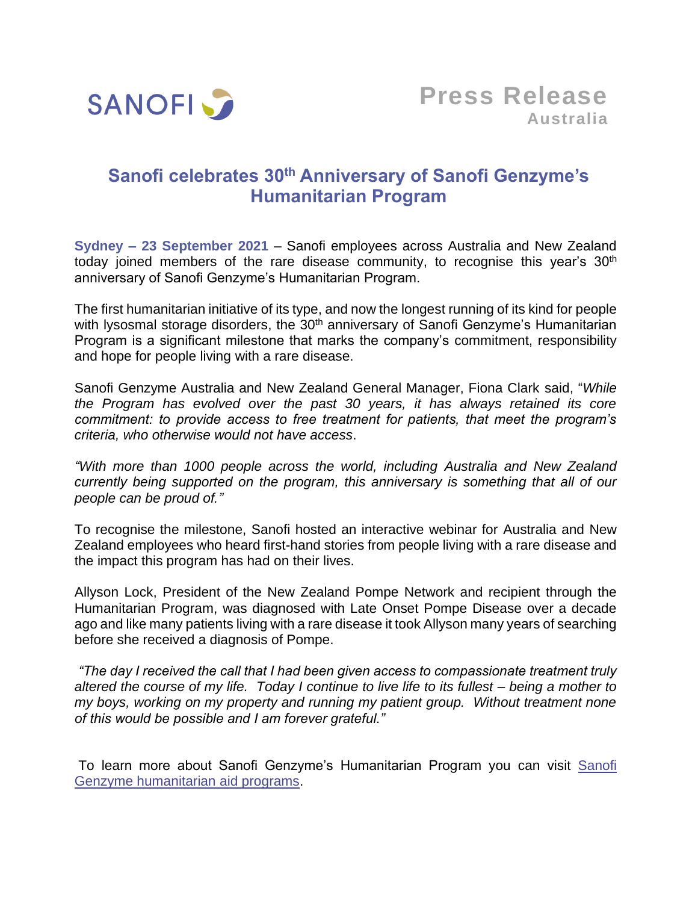SANOFI

**Press Release**
**Australia**

# Sanofi celebrates 30th Anniversary of Sanofi Genzyme's Humanitarian Program

**Sydney – 23 September 2021** – Sanofi employees across Australia and New Zealand today joined members of the rare disease community, to recognise this year's 30th anniversary of Sanofi Genzyme's Humanitarian Program.

The first humanitarian initiative of its type, and now the longest running of its kind for people with lysosomal storage disorders, the 30th anniversary of Sanofi Genzyme's Humanitarian Program is a significant milestone that marks the company's commitment, responsibility and hope for people living with a rare disease.

Sanofi Genzyme Australia and New Zealand General Manager, Fiona Clark said, "*While the Program has evolved over the past 30 years, it has always retained its core commitment: to provide access to free treatment for patients, that meet the program's criteria, who otherwise would not have access*.

*"With more than 1000 people across the world, including Australia and New Zealand currently being supported on the program, this anniversary is something that all of our people can be proud of."*

To recognise the milestone, Sanofi hosted an interactive webinar for Australia and New Zealand employees who heard first-hand stories from people living with a rare disease and the impact this program has had on their lives.

Allyson Lock, President of the New Zealand Pompe Network and recipient through the Humanitarian Program, was diagnosed with Late Onset Pompe Disease over a decade ago and like many patients living with a rare disease it took Allyson many years of searching before she received a diagnosis of Pompe.

*"The day I received the call that I had been given access to compassionate treatment truly altered the course of my life. Today I continue to live life to its fullest – being a mother to my boys, working on my property and running my patient group. Without treatment none of this would be possible and I am forever grateful."*

To learn more about Sanofi Genzyme's Humanitarian Program you can visit Sanofi Genzyme humanitarian aid programs.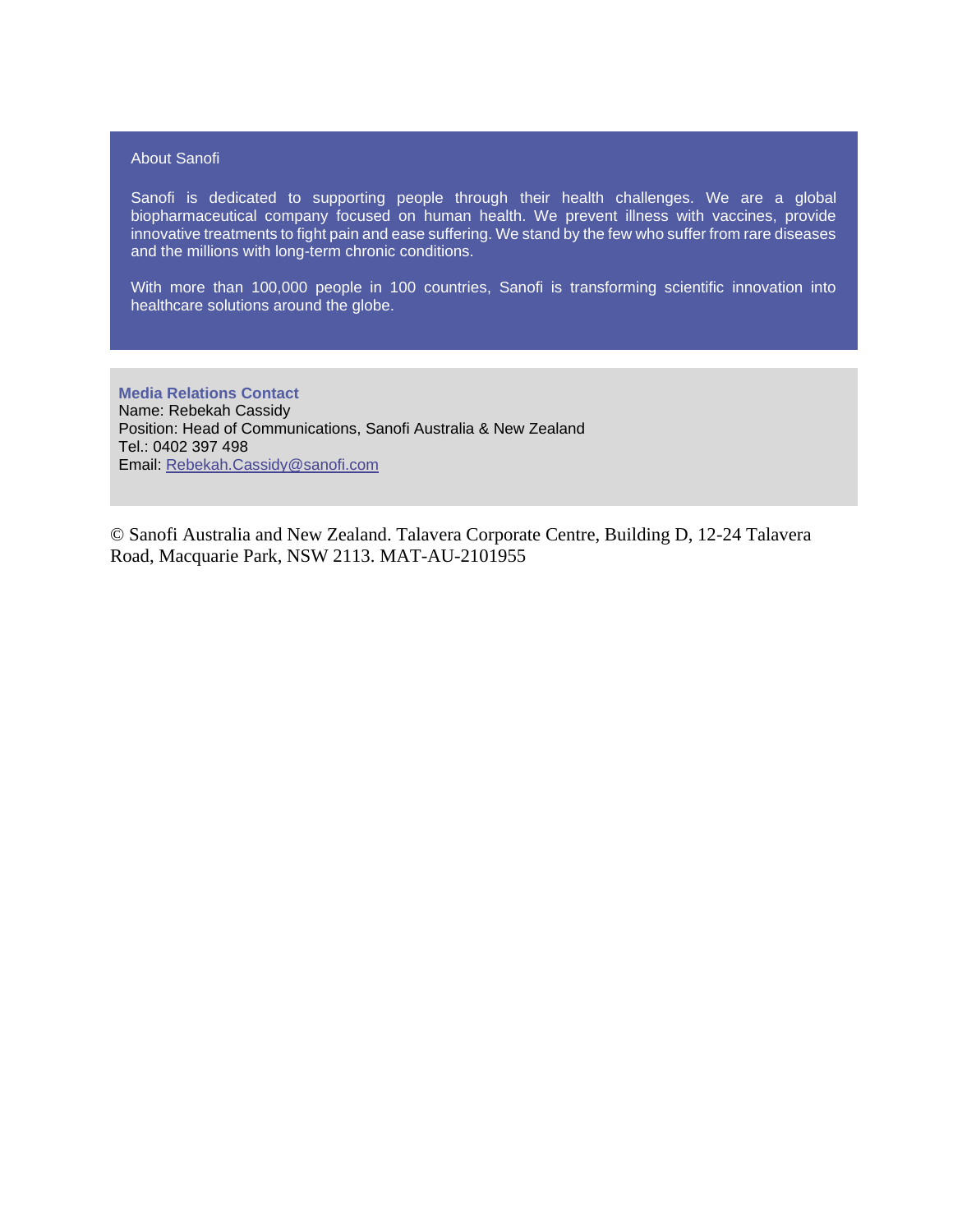## About Sanofi

Sanofi is dedicated to supporting people through their health challenges. We are a global biopharmaceutical company focused on human health. We prevent illness with vaccines, provide innovative treatments to fight pain and ease suffering. We stand by the few who suffer from rare diseases and the millions with long-term chronic conditions.

With more than 100,000 people in 100 countries, Sanofi is transforming scientific innovation into healthcare solutions around the globe.

**Media Relations Contact**
Name: Rebekah Cassidy
Position: Head of Communications, Sanofi Australia & New Zealand
Tel.: 0402 397 498
Email: Rebekah.Cassidy@sanofi.com

© Sanofi Australia and New Zealand. Talavera Corporate Centre, Building D, 12-24 Talavera Road, Macquarie Park, NSW 2113. MAT-AU-2101955